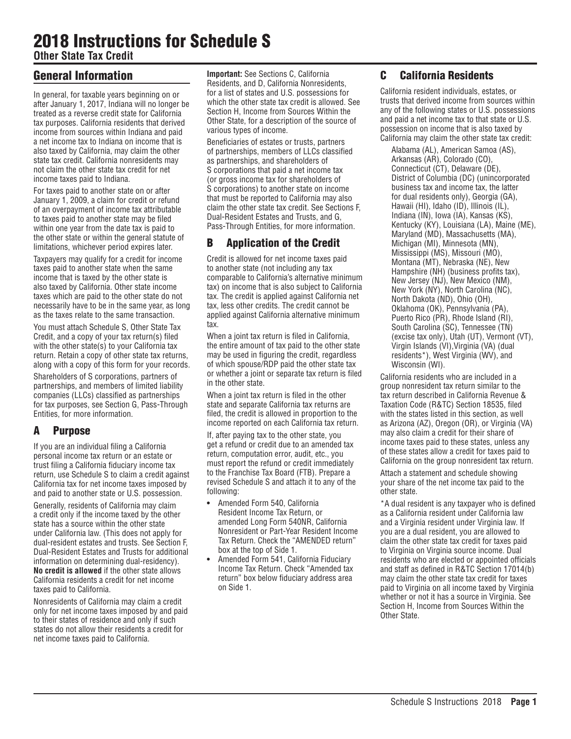# 2018 Instructions for Schedule S

**Other State Tax Credit**

## General Information

In general, for taxable years beginning on or after January 1, 2017, Indiana will no longer be treated as a reverse credit state for California tax purposes. California residents that derived income from sources within Indiana and paid a net income tax to Indiana on income that is also taxed by California, may claim the other state tax credit. California nonresidents may not claim the other state tax credit for net income taxes paid to Indiana.

For taxes paid to another state on or after January 1, 2009, a claim for credit or refund of an overpayment of income tax attributable to taxes paid to another state may be filed within one year from the date tax is paid to the other state or within the general statute of limitations, whichever period expires later.

Taxpayers may qualify for a credit for income taxes paid to another state when the same income that is taxed by the other state is also taxed by California. Other state income taxes which are paid to the other state do not necessarily have to be in the same year, as long as the taxes relate to the same transaction.

You must attach Schedule S, Other State Tax Credit, and a copy of your tax return(s) filed with the other state(s) to your California tax return. Retain a copy of other state tax returns, along with a copy of this form for your records.

Shareholders of S corporations, partners of partnerships, and members of limited liability companies (LLCs) classified as partnerships for tax purposes, see Section G, Pass-Through Entities, for more information.

## A Purpose

If you are an individual filing a California personal income tax return or an estate or trust filing a California fiduciary income tax return, use Schedule S to claim a credit against California tax for net income taxes imposed by and paid to another state or U.S. possession.

Generally, residents of California may claim a credit only if the income taxed by the other state has a source within the other state under California law. (This does not apply for dual-resident estates and trusts. See Section F, Dual-Resident Estates and Trusts for additional information on determining dual-residency). **No credit is allowed** if the other state allows California residents a credit for net income taxes paid to California.

Nonresidents of California may claim a credit only for net income taxes imposed by and paid to their states of residence and only if such states do not allow their residents a credit for net income taxes paid to California.

**Important:** See Sections C, California Residents, and D, California Nonresidents, for a list of states and U.S. possessions for which the other state tax credit is allowed. See Section H, Income from Sources Within the Other State, for a description of the source of various types of income.

Beneficiaries of estates or trusts, partners of partnerships, members of LLCs classified as partnerships, and shareholders of S corporations that paid a net income tax (or gross income tax for shareholders of S corporations) to another state on income that must be reported to California may also claim the other state tax credit. See Sections F, Dual-Resident Estates and Trusts, and G, Pass-Through Entities, for more information.

## B Application of the Credit

Credit is allowed for net income taxes paid to another state (not including any tax comparable to California's alternative minimum tax) on income that is also subject to California tax. The credit is applied against California net tax, less other credits. The credit cannot be applied against California alternative minimum tax.

When a joint tax return is filed in California, the entire amount of tax paid to the other state may be used in figuring the credit, regardless of which spouse/RDP paid the other state tax or whether a joint or separate tax return is filed in the other state.

When a joint tax return is filed in the other state and separate California tax returns are filed, the credit is allowed in proportion to the income reported on each California tax return.

If, after paying tax to the other state, you get a refund or credit due to an amended tax return, computation error, audit, etc., you must report the refund or credit immediately to the Franchise Tax Board (FTB). Prepare a revised Schedule S and attach it to any of the following:

- Amended Form 540, California Resident Income Tax Return, or amended Long Form 540NR, California Nonresident or Part-Year Resident Income Tax Return. Check the "AMENDED return" box at the top of Side 1.
- Amended Form 541, California Fiduciary Income Tax Return. Check "Amended tax return" box below fiduciary address area on Side 1.

## C California Residents

California resident individuals, estates, or trusts that derived income from sources within any of the following states or U.S. possessions and paid a net income tax to that state or U.S. possession on income that is also taxed by California may claim the other state tax credit:

Alabama (AL), American Samoa (AS), Arkansas (AR), Colorado (CO), Connecticut (CT), Delaware (DE), District of Columbia (DC) (unincorporated business tax and income tax, the latter for dual residents only), Georgia (GA), Hawaii (HI), Idaho (ID), Illinois (IL), Indiana (IN), Iowa (IA), Kansas (KS), Kentucky (KY), Louisiana (LA), Maine (ME), Maryland (MD), Massachusetts (MA), Michigan (MI), Minnesota (MN), Mississippi (MS), Missouri (MO), Montana (MT), Nebraska (NE), New Hampshire (NH) (business profits tax), New Jersey (NJ), New Mexico (NM), New York (NY), North Carolina (NC), North Dakota (ND), Ohio (OH), Oklahoma (OK), Pennsylvania (PA), Puerto Rico (PR), Rhode Island (RI), South Carolina (SC), Tennessee (TN) (excise tax only), Utah (UT), Vermont (VT), Virgin Islands (VI), Virginia (VA) (dual residents*), West Virginia (WV), and Wisconsin (WI).

California residents who are included in a group nonresident tax return similar to the tax return described in California Revenue & Taxation Code (R&TC) Section 18535, filed with the states listed in this section, as well as Arizona (AZ), Oregon (OR), or Virginia (VA) may also claim a credit for their share of income taxes paid to these states, unless any of these states allow a credit for taxes paid to California on the group nonresident tax return.

Attach a statement and schedule showing your share of the net income tax paid to the other state.

*A dual resident is any taxpayer who is defined as a California resident under California law and a Virginia resident under Virginia law. If you are a dual resident, you are allowed to claim the other state tax credit for taxes paid to Virginia on Virginia source income. Dual residents who are elected or appointed officials and staff as defined in R&TC Section 17014(b) may claim the other state tax credit for taxes paid to Virginia on all income taxed by Virginia whether or not it has a source in Virginia. See Section H, Income from Sources Within the Other State.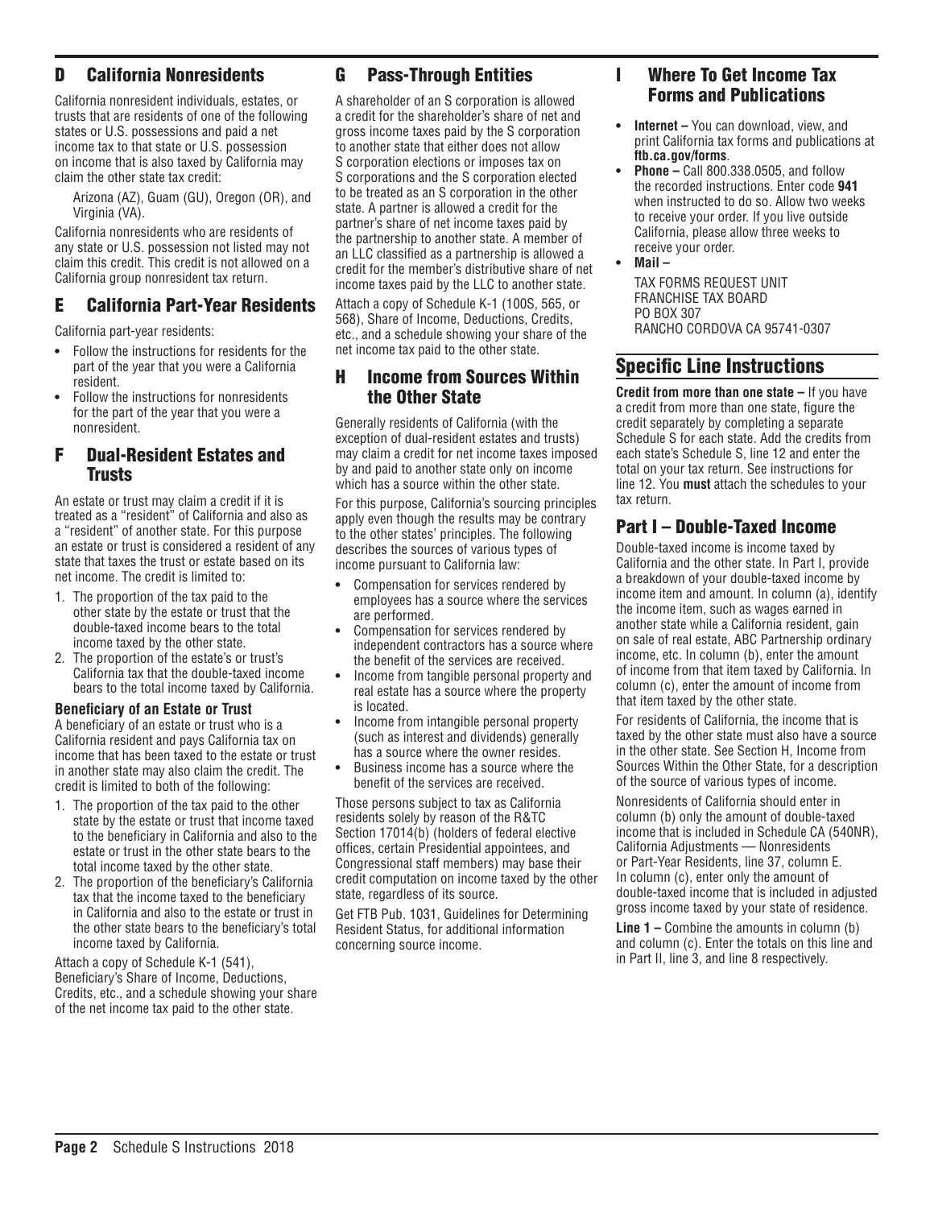## D California Nonresidents

California nonresident individuals, estates, or trusts that are residents of one of the following states or U.S. possessions and paid a net income tax to that state or U.S. possession on income that is also taxed by California may claim the other state tax credit:

Arizona (AZ), Guam (GU), Oregon (OR), and Virginia (VA).

California nonresidents who are residents of any state or U.S. possession not listed may not claim this credit. This credit is not allowed on a California group nonresident tax return.

## E California Part-Year Residents

California part-year residents:

- Follow the instructions for residents for the part of the year that you were a California resident.
- Follow the instructions for nonresidents for the part of the year that you were a nonresident.

## F Dual-Resident Estates and Trusts

An estate or trust may claim a credit if it is treated as a "resident" of California and also as a "resident" of another state. For this purpose an estate or trust is considered a resident of any state that taxes the trust or estate based on its net income. The credit is limited to:

1. The proportion of the tax paid to the other state by the estate or trust that the double-taxed income bears to the total income taxed by the other state.
2. The proportion of the estate's or trust's California tax that the double-taxed income bears to the total income taxed by California.

**Beneficiary of an Estate or Trust**

A beneficiary of an estate or trust who is a California resident and pays California tax on income that has been taxed to the estate or trust in another state may also claim the credit. The credit is limited to both of the following:

1. The proportion of the tax paid to the other state by the estate or trust that income taxed to the beneficiary in California and also to the estate or trust in the other state bears to the total income taxed by the other state.
2. The proportion of the beneficiary's California tax that the income taxed to the beneficiary in California and also to the estate or trust in the other state bears to the beneficiary's total income taxed by California.

Attach a copy of Schedule K-1 (541), Beneficiary's Share of Income, Deductions, Credits, etc., and a schedule showing your share of the net income tax paid to the other state.

## G Pass-Through Entities

A shareholder of an S corporation is allowed a credit for the shareholder's share of net and gross income taxes paid by the S corporation to another state that either does not allow S corporation elections or imposes tax on S corporations and the S corporation elected to be treated as an S corporation in the other state. A partner is allowed a credit for the partner's share of net income taxes paid by the partnership to another state. A member of an LLC classified as a partnership is allowed a credit for the member's distributive share of net income taxes paid by the LLC to another state.

Attach a copy of Schedule K-1 (100S, 565, or 568), Share of Income, Deductions, Credits, etc., and a schedule showing your share of the net income tax paid to the other state.

## H Income from Sources Within the Other State

Generally residents of California (with the exception of dual-resident estates and trusts) may claim a credit for net income taxes imposed by and paid to another state only on income which has a source within the other state.

For this purpose, California's sourcing principles apply even though the results may be contrary to the other states' principles. The following describes the sources of various types of income pursuant to California law:

- Compensation for services rendered by employees has a source where the services are performed.
- Compensation for services rendered by independent contractors has a source where the benefit of the services are received.
- Income from tangible personal property and real estate has a source where the property is located.
- Income from intangible personal property (such as interest and dividends) generally has a source where the owner resides.
- Business income has a source where the benefit of the services are received.

Those persons subject to tax as California residents solely by reason of the R&TC Section 17014(b) (holders of federal elective offices, certain Presidential appointees, and Congressional staff members) may base their credit computation on income taxed by the other state, regardless of its source.

Get FTB Pub. 1031, Guidelines for Determining Resident Status, for additional information concerning source income.

## I Where To Get Income Tax Forms and Publications

- **Internet –** You can download, view, and print California tax forms and publications at **ftb.ca.gov/forms**.
- **Phone –** Call 800.338.0505, and follow the recorded instructions. Enter code **941** when instructed to do so. Allow two weeks to receive your order. If you live outside California, please allow three weeks to receive your order.
- **Mail –**

  TAX FORMS REQUEST UNIT
  FRANCHISE TAX BOARD
  PO BOX 307
  RANCHO CORDOVA CA 95741-0307

# Specific Line Instructions

**Credit from more than one state –** If you have a credit from more than one state, figure the credit separately by completing a separate Schedule S for each state. Add the credits from each state's Schedule S, line 12 and enter the total on your tax return. See instructions for line 12. You **must** attach the schedules to your tax return.

## Part I – Double-Taxed Income

Double-taxed income is income taxed by California and the other state. In Part I, provide a breakdown of your double-taxed income by income item and amount. In column (a), identify the income item, such as wages earned in another state while a California resident, gain on sale of real estate, ABC Partnership ordinary income, etc. In column (b), enter the amount of income from that item taxed by California. In column (c), enter the amount of income from that item taxed by the other state.

For residents of California, the income that is taxed by the other state must also have a source in the other state. See Section H, Income from Sources Within the Other State, for a description of the source of various types of income.

Nonresidents of California should enter in column (b) only the amount of double-taxed income that is included in Schedule CA (540NR), California Adjustments — Nonresidents or Part-Year Residents, line 37, column E. In column (c), enter only the amount of double-taxed income that is included in adjusted gross income taxed by your state of residence.

**Line 1 –** Combine the amounts in column (b) and column (c). Enter the totals on this line and in Part II, line 3, and line 8 respectively.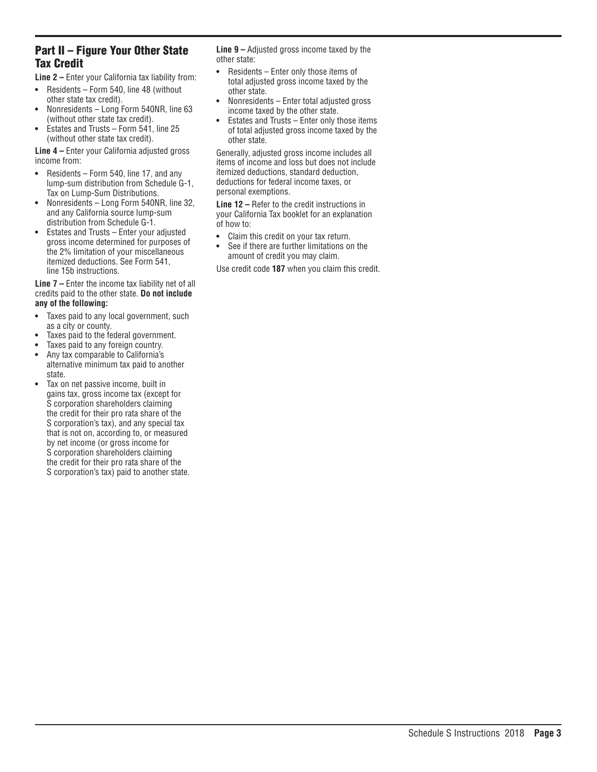## Part II – Figure Your Other State Tax Credit

**Line 2 –** Enter your California tax liability from:

- Residents – Form 540, line 48 (without other state tax credit).
- Nonresidents – Long Form 540NR, line 63 (without other state tax credit).
- Estates and Trusts – Form 541, line 25 (without other state tax credit).

**Line 4 –** Enter your California adjusted gross income from:

- Residents – Form 540, line 17, and any lump-sum distribution from Schedule G-1, Tax on Lump-Sum Distributions.
- Nonresidents – Long Form 540NR, line 32, and any California source lump-sum distribution from Schedule G-1.
- Estates and Trusts – Enter your adjusted gross income determined for purposes of the 2% limitation of your miscellaneous itemized deductions. See Form 541, line 15b instructions.

**Line 7 –** Enter the income tax liability net of all credits paid to the other state. **Do not include any of the following:**

- Taxes paid to any local government, such as a city or county.
- Taxes paid to the federal government.
- Taxes paid to any foreign country.
- Any tax comparable to California's alternative minimum tax paid to another state.
- Tax on net passive income, built in gains tax, gross income tax (except for S corporation shareholders claiming the credit for their pro rata share of the S corporation's tax), and any special tax that is not on, according to, or measured by net income (or gross income for S corporation shareholders claiming the credit for their pro rata share of the S corporation's tax) paid to another state.

**Line 9 –** Adjusted gross income taxed by the other state:

- Residents – Enter only those items of total adjusted gross income taxed by the other state.
- Nonresidents – Enter total adjusted gross income taxed by the other state.
- Estates and Trusts – Enter only those items of total adjusted gross income taxed by the other state.

Generally, adjusted gross income includes all items of income and loss but does not include itemized deductions, standard deduction, deductions for federal income taxes, or personal exemptions.

**Line 12 –** Refer to the credit instructions in your California Tax booklet for an explanation of how to:

- Claim this credit on your tax return.
- See if there are further limitations on the amount of credit you may claim.

Use credit code **187** when you claim this credit.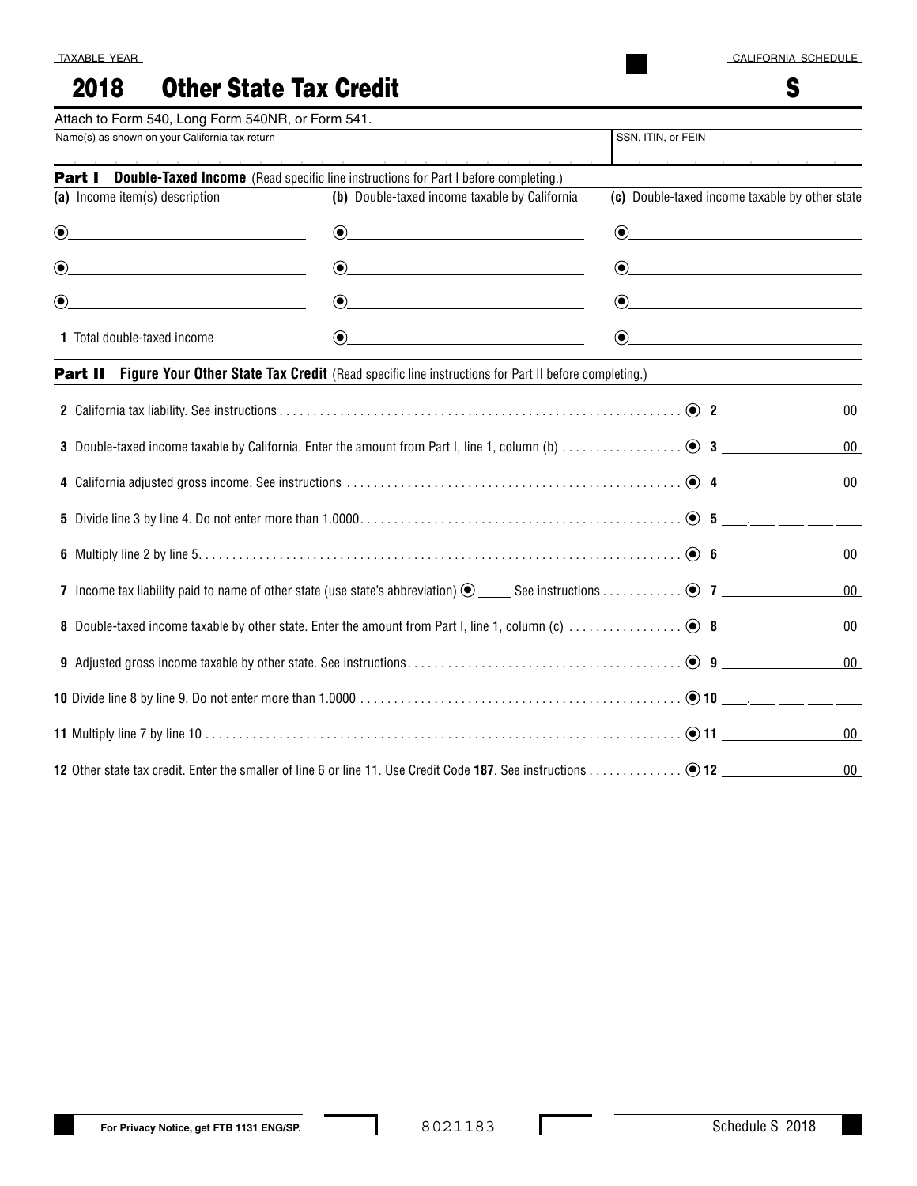TAXABLE YEAR

# 2018 Other State Tax Credit

CALIFORNIA SCHEDULE

# S

Attach to Form 540, Long Form 540NR, or Form 541.

| Name(s) as shown on your California tax return | SSN, ITIN, or FEIN |
|---|---|
| | |

**Part I Double-Taxed Income** (Read specific line instructions for Part I before completing.)

| (a) Income item(s) description | (b) Double-taxed income taxable by California | (c) Double-taxed income taxable by other state |
|---|---|---|
| | | |
| | | |
| | | |
| **1** Total double-taxed income | | |

**Part II Figure Your Other State Tax Credit** (Read specific line instructions for Part II before completing.)

| | | |
|---|---|---|
| **2** California tax liability. See instructions | **2** | 00 |
| **3** Double-taxed income taxable by California. Enter the amount from Part I, line 1, column (b) | **3** | 00 |
| **4** California adjusted gross income. See instructions | **4** | 00 |
| **5** Divide line 3 by line 4. Do not enter more than 1.0000 | **5** ___.___ ___ ___ ___ | |
| **6** Multiply line 2 by line 5 | **6** | 00 |
| **7** Income tax liability paid to name of other state (use state's abbreviation) _____ See instructions | **7** | 00 |
| **8** Double-taxed income taxable by other state. Enter the amount from Part I, line 1, column (c) | **8** | 00 |
| **9** Adjusted gross income taxable by other state. See instructions | **9** | 00 |
| **10** Divide line 8 by line 9. Do not enter more than 1.0000 | **10** ___.___ ___ ___ ___ | |
| **11** Multiply line 7 by line 10 | **11** | 00 |
| **12** Other state tax credit. Enter the smaller of line 6 or line 11. Use Credit Code **187**. See instructions | **12** | 00 |

For Privacy Notice, get FTB 1131 ENG/SP.

8021183

Schedule S 2018